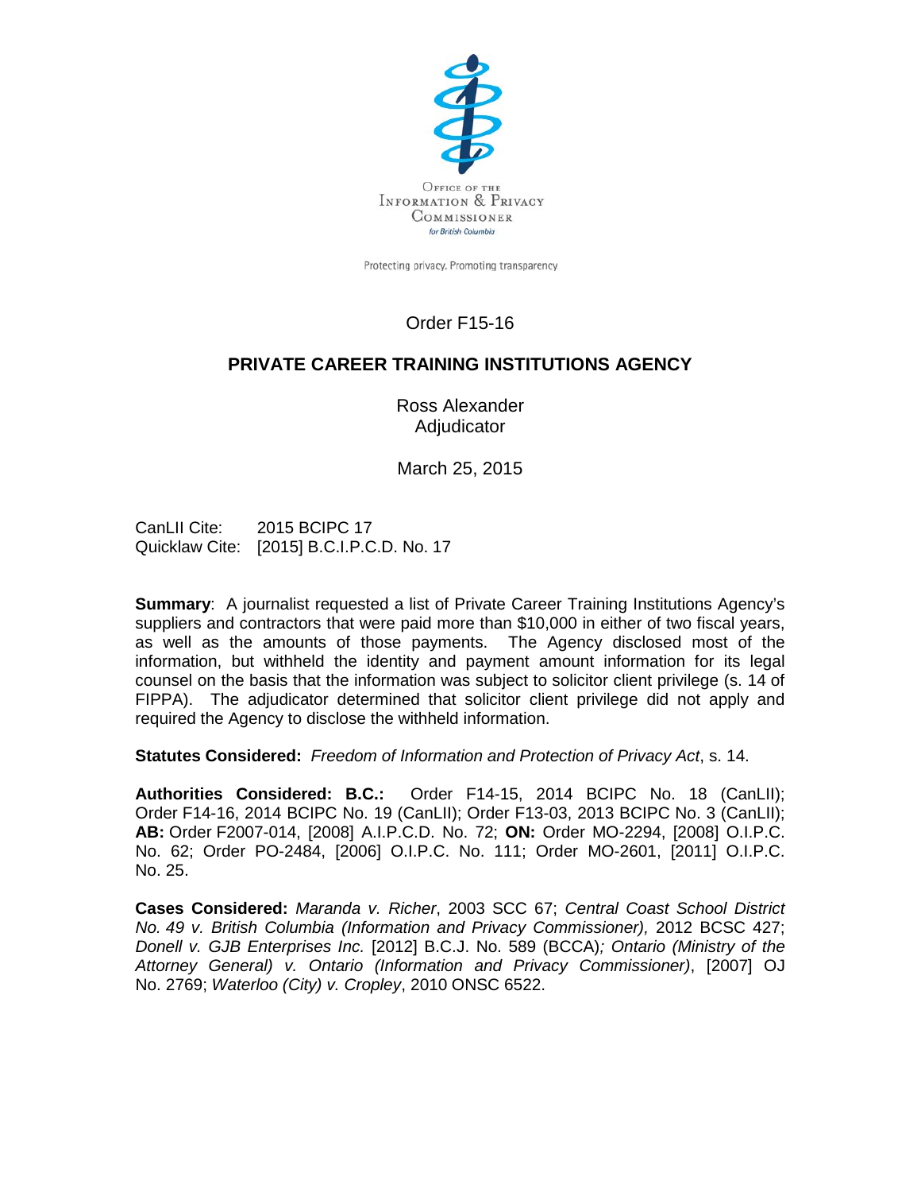Office of the Information & Privacy Commissioner for British Columbia

Protecting privacy. Promoting transparency

# Order F15-16

## PRIVATE CAREER TRAINING INSTITUTIONS AGENCY

Ross Alexander
Adjudicator

March 25, 2015

CanLII Cite: 2015 BCIPC 17
Quicklaw Cite: [2015] B.C.I.P.C.D. No. 17

**Summary**: A journalist requested a list of Private Career Training Institutions Agency's suppliers and contractors that were paid more than $10,000 in either of two fiscal years, as well as the amounts of those payments. The Agency disclosed most of the information, but withheld the identity and payment amount information for its legal counsel on the basis that the information was subject to solicitor client privilege (s. 14 of FIPPA). The adjudicator determined that solicitor client privilege did not apply and required the Agency to disclose the withheld information.

**Statutes Considered:** *Freedom of Information and Protection of Privacy Act*, s. 14.

**Authorities Considered: B.C.:** Order F14-15, 2014 BCIPC No. 18 (CanLII); Order F14-16, 2014 BCIPC No. 19 (CanLII); Order F13-03, 2013 BCIPC No. 3 (CanLII); **AB:** Order F2007-014, [2008] A.I.P.C.D. No. 72; **ON:** Order MO-2294, [2008] O.I.P.C. No. 62; Order PO-2484, [2006] O.I.P.C. No. 111; Order MO-2601, [2011] O.I.P.C. No. 25.

**Cases Considered:** *Maranda v. Richer*, 2003 SCC 67; *Central Coast School District No. 49 v. British Columbia (Information and Privacy Commissioner),* 2012 BCSC 427; *Donell v. GJB Enterprises Inc.* [2012] B.C.J. No. 589 (BCCA)*; Ontario (Ministry of the Attorney General) v. Ontario (Information and Privacy Commissioner)*, [2007] OJ No. 2769; *Waterloo (City) v. Cropley*, 2010 ONSC 6522.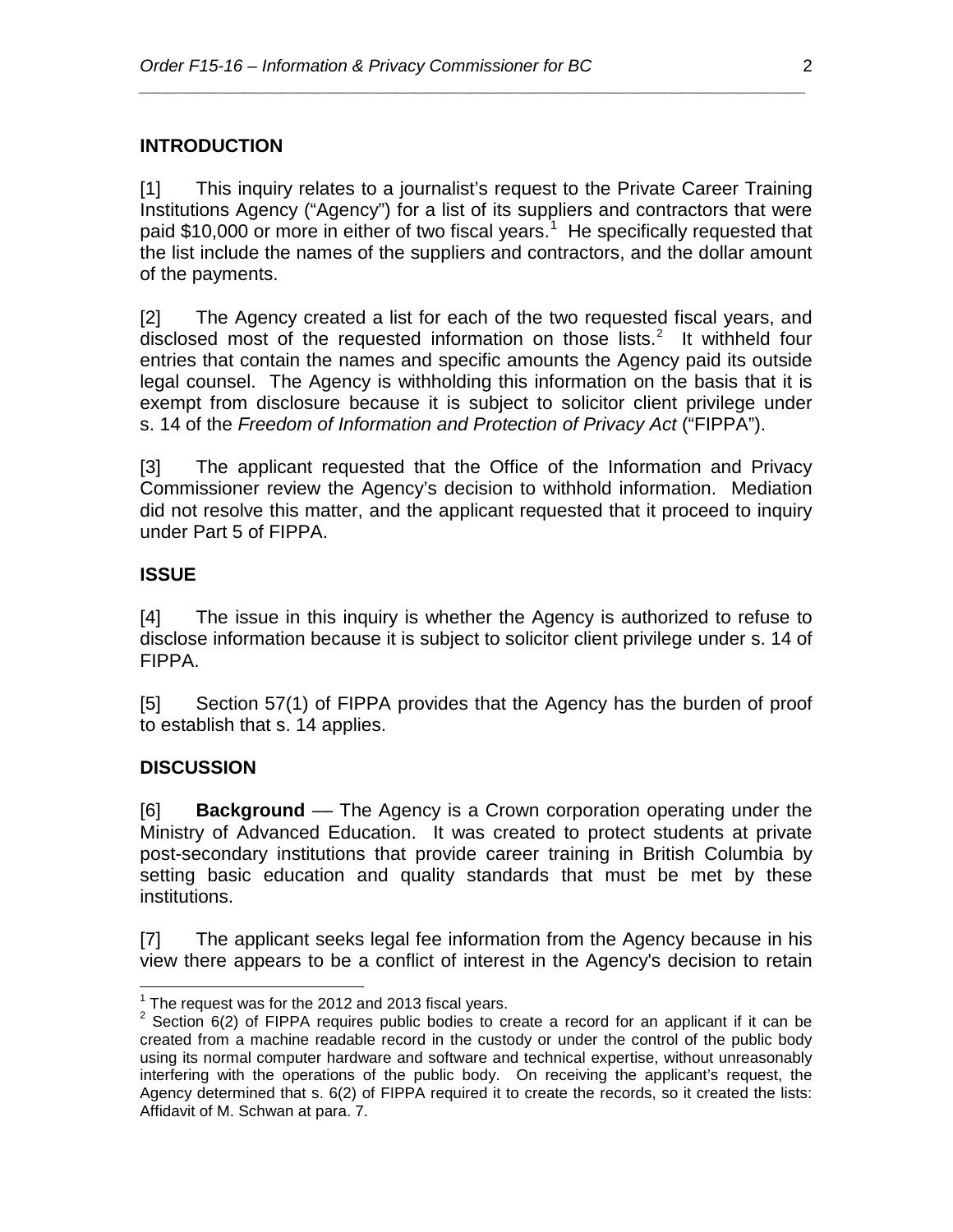## INTRODUCTION

[1] This inquiry relates to a journalist's request to the Private Career Training Institutions Agency ("Agency") for a list of its suppliers and contractors that were paid $10,000 or more in either of two fiscal years.[1] He specifically requested that the list include the names of the suppliers and contractors, and the dollar amount of the payments.

[2] The Agency created a list for each of the two requested fiscal years, and disclosed most of the requested information on those lists.[2] It withheld four entries that contain the names and specific amounts the Agency paid its outside legal counsel. The Agency is withholding this information on the basis that it is exempt from disclosure because it is subject to solicitor client privilege under s. 14 of the *Freedom of Information and Protection of Privacy Act* ("FIPPA").

[3] The applicant requested that the Office of the Information and Privacy Commissioner review the Agency's decision to withhold information. Mediation did not resolve this matter, and the applicant requested that it proceed to inquiry under Part 5 of FIPPA.

## ISSUE

[4] The issue in this inquiry is whether the Agency is authorized to refuse to disclose information because it is subject to solicitor client privilege under s. 14 of FIPPA.

[5] Section 57(1) of FIPPA provides that the Agency has the burden of proof to establish that s. 14 applies.

## DISCUSSION

[6] **Background** –– The Agency is a Crown corporation operating under the Ministry of Advanced Education. It was created to protect students at private post-secondary institutions that provide career training in British Columbia by setting basic education and quality standards that must be met by these institutions.

[7] The applicant seeks legal fee information from the Agency because in his view there appears to be a conflict of interest in the Agency's decision to retain

---

[1] The request was for the 2012 and 2013 fiscal years.

[2] Section 6(2) of FIPPA requires public bodies to create a record for an applicant if it can be created from a machine readable record in the custody or under the control of the public body using its normal computer hardware and software and technical expertise, without unreasonably interfering with the operations of the public body. On receiving the applicant's request, the Agency determined that s. 6(2) of FIPPA required it to create the records, so it created the lists: Affidavit of M. Schwan at para. 7.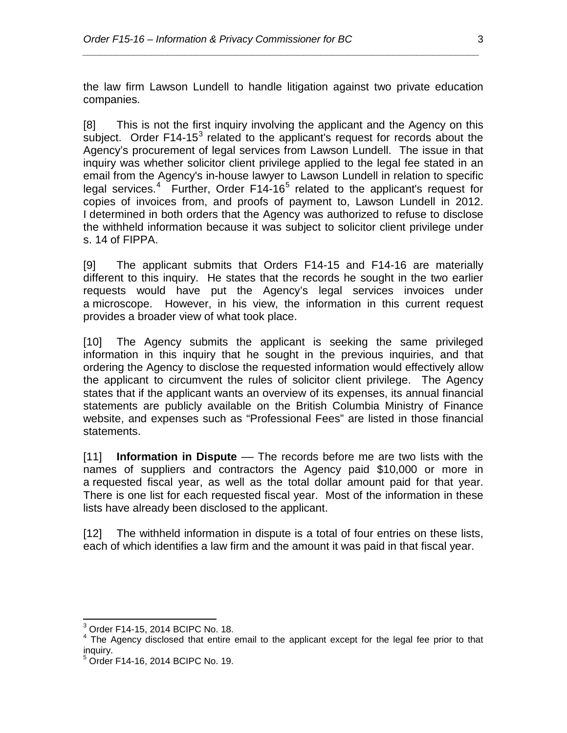the law firm Lawson Lundell to handle litigation against two private education companies.

[8] This is not the first inquiry involving the applicant and the Agency on this subject. Order F14-15[3] related to the applicant's request for records about the Agency's procurement of legal services from Lawson Lundell. The issue in that inquiry was whether solicitor client privilege applied to the legal fee stated in an email from the Agency's in-house lawyer to Lawson Lundell in relation to specific legal services.[4] Further, Order F14-16[5] related to the applicant's request for copies of invoices from, and proofs of payment to, Lawson Lundell in 2012. I determined in both orders that the Agency was authorized to refuse to disclose the withheld information because it was subject to solicitor client privilege under s. 14 of FIPPA.

[9] The applicant submits that Orders F14-15 and F14-16 are materially different to this inquiry. He states that the records he sought in the two earlier requests would have put the Agency's legal services invoices under a microscope. However, in his view, the information in this current request provides a broader view of what took place.

[10] The Agency submits the applicant is seeking the same privileged information in this inquiry that he sought in the previous inquiries, and that ordering the Agency to disclose the requested information would effectively allow the applicant to circumvent the rules of solicitor client privilege. The Agency states that if the applicant wants an overview of its expenses, its annual financial statements are publicly available on the British Columbia Ministry of Finance website, and expenses such as "Professional Fees" are listed in those financial statements.

[11] **Information in Dispute** — The records before me are two lists with the names of suppliers and contractors the Agency paid \$10,000 or more in a requested fiscal year, as well as the total dollar amount paid for that year. There is one list for each requested fiscal year. Most of the information in these lists have already been disclosed to the applicant.

[12] The withheld information in dispute is a total of four entries on these lists, each of which identifies a law firm and the amount it was paid in that fiscal year.

---

[3] Order F14-15, 2014 BCIPC No. 18.

[4] The Agency disclosed that entire email to the applicant except for the legal fee prior to that inquiry.

[5] Order F14-16, 2014 BCIPC No. 19.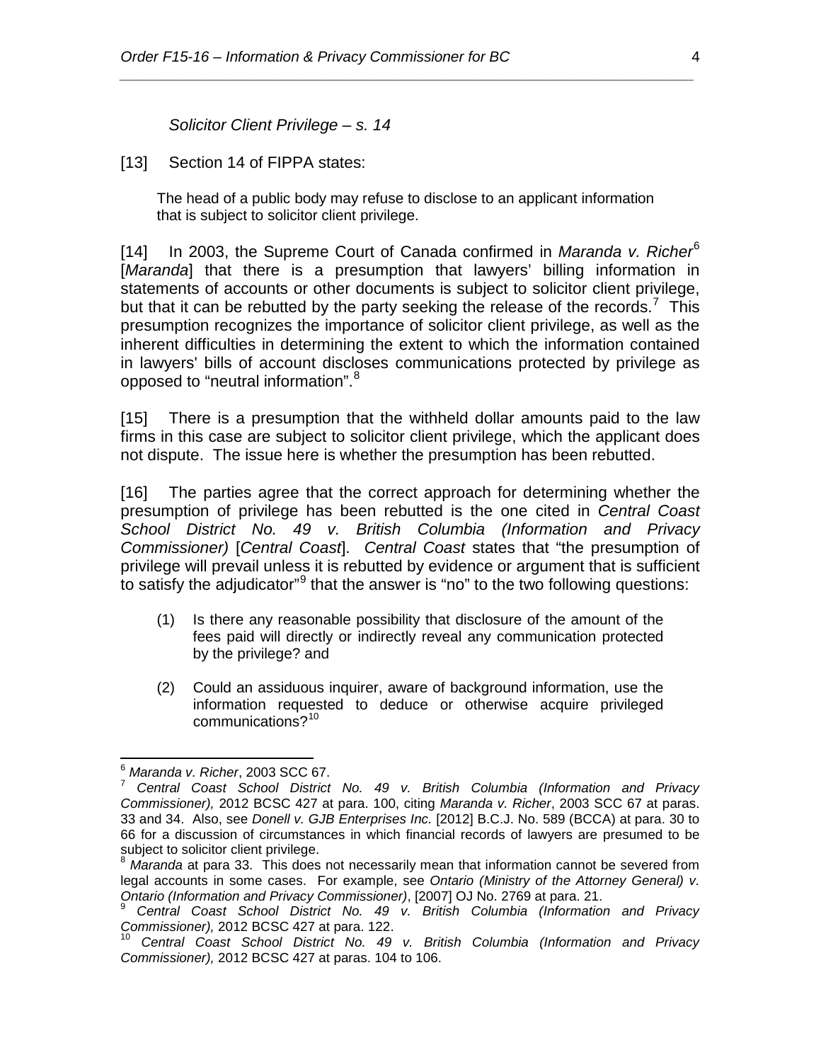*Solicitor Client Privilege – s. 14*

[13] Section 14 of FIPPA states:

> The head of a public body may refuse to disclose to an applicant information that is subject to solicitor client privilege.

[14] In 2003, the Supreme Court of Canada confirmed in *Maranda v. Richer*[6] [*Maranda*] that there is a presumption that lawyers' billing information in statements of accounts or other documents is subject to solicitor client privilege, but that it can be rebutted by the party seeking the release of the records.[7] This presumption recognizes the importance of solicitor client privilege, as well as the inherent difficulties in determining the extent to which the information contained in lawyers' bills of account discloses communications protected by privilege as opposed to "neutral information".[8]

[15] There is a presumption that the withheld dollar amounts paid to the law firms in this case are subject to solicitor client privilege, which the applicant does not dispute. The issue here is whether the presumption has been rebutted.

[16] The parties agree that the correct approach for determining whether the presumption of privilege has been rebutted is the one cited in *Central Coast School District No. 49 v. British Columbia (Information and Privacy Commissioner)* [*Central Coast*]. *Central Coast* states that "the presumption of privilege will prevail unless it is rebutted by evidence or argument that is sufficient to satisfy the adjudicator"[9] that the answer is "no" to the two following questions:

> (1) Is there any reasonable possibility that disclosure of the amount of the fees paid will directly or indirectly reveal any communication protected by the privilege? and
>
> (2) Could an assiduous inquirer, aware of background information, use the information requested to deduce or otherwise acquire privileged communications?[10]

---

[6] *Maranda v. Richer*, 2003 SCC 67.

[7] *Central Coast School District No. 49 v. British Columbia (Information and Privacy Commissioner),* 2012 BCSC 427 at para. 100, citing *Maranda v. Richer*, 2003 SCC 67 at paras. 33 and 34. Also, see *Donell v. GJB Enterprises Inc.* [2012] B.C.J. No. 589 (BCCA) at para. 30 to 66 for a discussion of circumstances in which financial records of lawyers are presumed to be subject to solicitor client privilege.

[8] *Maranda* at para 33. This does not necessarily mean that information cannot be severed from legal accounts in some cases. For example, see *Ontario (Ministry of the Attorney General) v. Ontario (Information and Privacy Commissioner)*, [2007] OJ No. 2769 at para. 21.

[9] *Central Coast School District No. 49 v. British Columbia (Information and Privacy Commissioner),* 2012 BCSC 427 at para. 122.

[10] *Central Coast School District No. 49 v. British Columbia (Information and Privacy Commissioner),* 2012 BCSC 427 at paras. 104 to 106.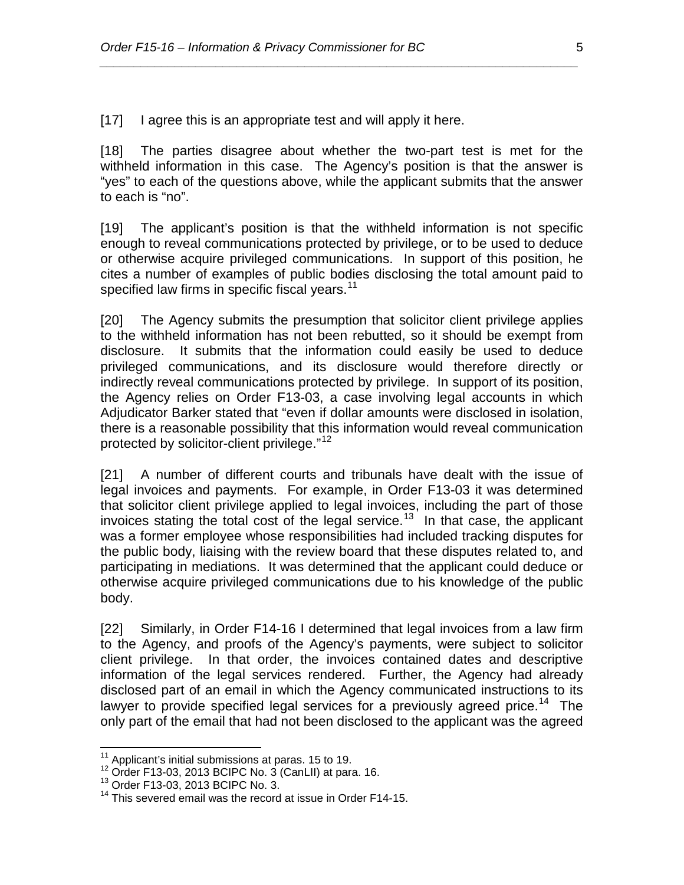[17] I agree this is an appropriate test and will apply it here.

[18] The parties disagree about whether the two-part test is met for the withheld information in this case. The Agency's position is that the answer is "yes" to each of the questions above, while the applicant submits that the answer to each is "no".

[19] The applicant's position is that the withheld information is not specific enough to reveal communications protected by privilege, or to be used to deduce or otherwise acquire privileged communications. In support of this position, he cites a number of examples of public bodies disclosing the total amount paid to specified law firms in specific fiscal years.[11]

[20] The Agency submits the presumption that solicitor client privilege applies to the withheld information has not been rebutted, so it should be exempt from disclosure. It submits that the information could easily be used to deduce privileged communications, and its disclosure would therefore directly or indirectly reveal communications protected by privilege. In support of its position, the Agency relies on Order F13-03, a case involving legal accounts in which Adjudicator Barker stated that "even if dollar amounts were disclosed in isolation, there is a reasonable possibility that this information would reveal communication protected by solicitor-client privilege."[12]

[21] A number of different courts and tribunals have dealt with the issue of legal invoices and payments. For example, in Order F13-03 it was determined that solicitor client privilege applied to legal invoices, including the part of those invoices stating the total cost of the legal service.[13] In that case, the applicant was a former employee whose responsibilities had included tracking disputes for the public body, liaising with the review board that these disputes related to, and participating in mediations. It was determined that the applicant could deduce or otherwise acquire privileged communications due to his knowledge of the public body.

[22] Similarly, in Order F14-16 I determined that legal invoices from a law firm to the Agency, and proofs of the Agency's payments, were subject to solicitor client privilege. In that order, the invoices contained dates and descriptive information of the legal services rendered. Further, the Agency had already disclosed part of an email in which the Agency communicated instructions to its lawyer to provide specified legal services for a previously agreed price.[14] The only part of the email that had not been disclosed to the applicant was the agreed

---

[11] Applicant's initial submissions at paras. 15 to 19.

[12] Order F13-03, 2013 BCIPC No. 3 (CanLII) at para. 16.

[13] Order F13-03, 2013 BCIPC No. 3.

[14] This severed email was the record at issue in Order F14-15.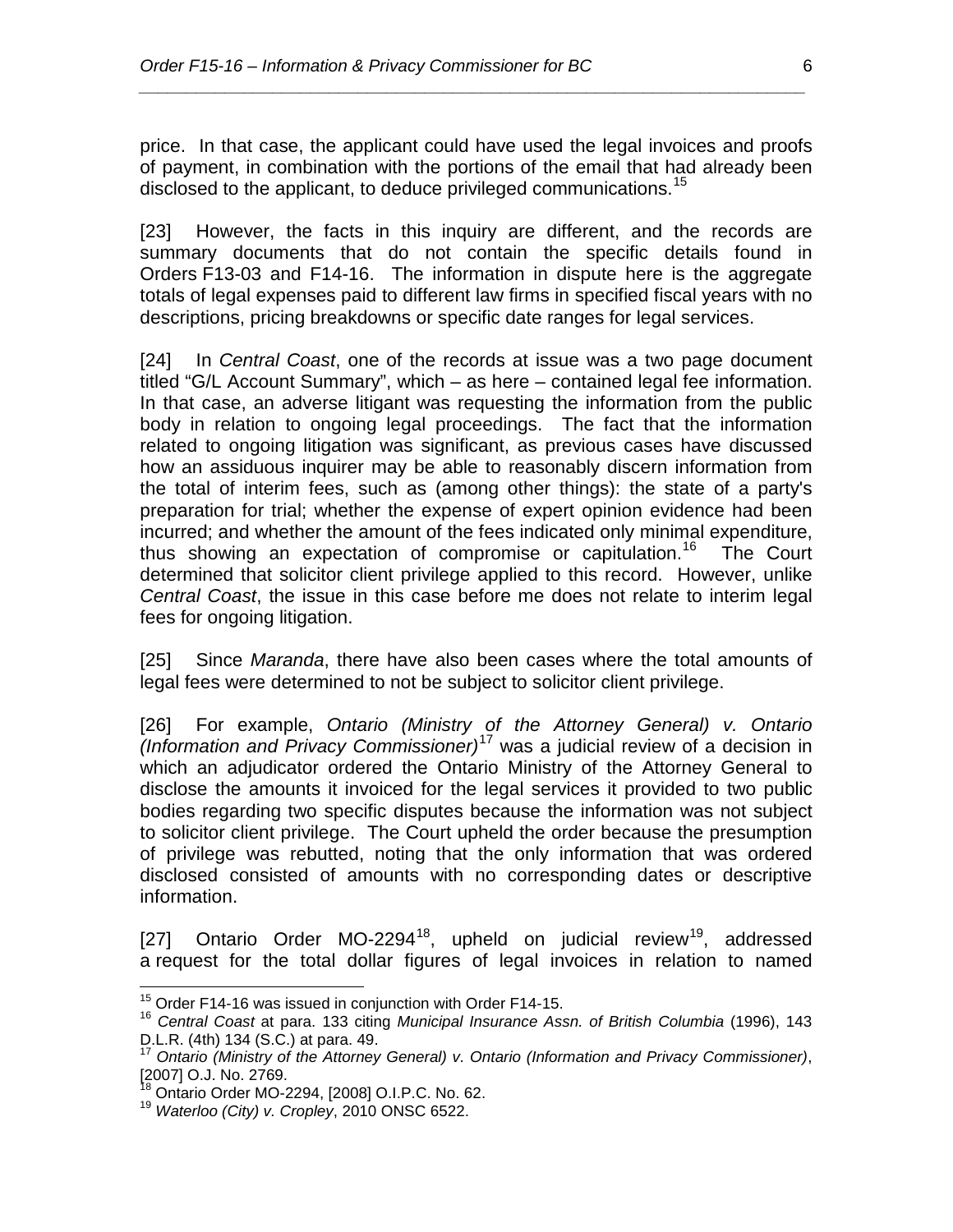price. In that case, the applicant could have used the legal invoices and proofs of payment, in combination with the portions of the email that had already been disclosed to the applicant, to deduce privileged communications.[15]

[23] However, the facts in this inquiry are different, and the records are summary documents that do not contain the specific details found in Orders F13-03 and F14-16. The information in dispute here is the aggregate totals of legal expenses paid to different law firms in specified fiscal years with no descriptions, pricing breakdowns or specific date ranges for legal services.

[24] In *Central Coast*, one of the records at issue was a two page document titled "G/L Account Summary", which – as here – contained legal fee information. In that case, an adverse litigant was requesting the information from the public body in relation to ongoing legal proceedings. The fact that the information related to ongoing litigation was significant, as previous cases have discussed how an assiduous inquirer may be able to reasonably discern information from the total of interim fees, such as (among other things): the state of a party's preparation for trial; whether the expense of expert opinion evidence had been incurred; and whether the amount of the fees indicated only minimal expenditure, thus showing an expectation of compromise or capitulation.[16] The Court determined that solicitor client privilege applied to this record. However, unlike *Central Coast*, the issue in this case before me does not relate to interim legal fees for ongoing litigation.

[25] Since *Maranda*, there have also been cases where the total amounts of legal fees were determined to not be subject to solicitor client privilege.

[26] For example, *Ontario (Ministry of the Attorney General) v. Ontario (Information and Privacy Commissioner)*[17] was a judicial review of a decision in which an adjudicator ordered the Ontario Ministry of the Attorney General to disclose the amounts it invoiced for the legal services it provided to two public bodies regarding two specific disputes because the information was not subject to solicitor client privilege. The Court upheld the order because the presumption of privilege was rebutted, noting that the only information that was ordered disclosed consisted of amounts with no corresponding dates or descriptive information.

[27] Ontario Order MO-2294[18], upheld on judicial review[19], addressed a request for the total dollar figures of legal invoices in relation to named

---

[15] Order F14-16 was issued in conjunction with Order F14-15.

[16] *Central Coast* at para. 133 citing *Municipal Insurance Assn. of British Columbia* (1996), 143 D.L.R. (4th) 134 (S.C.) at para. 49.

[17] *Ontario (Ministry of the Attorney General) v. Ontario (Information and Privacy Commissioner)*, [2007] O.J. No. 2769.

[18] Ontario Order MO-2294, [2008] O.I.P.C. No. 62.

[19] *Waterloo (City) v. Cropley*, 2010 ONSC 6522.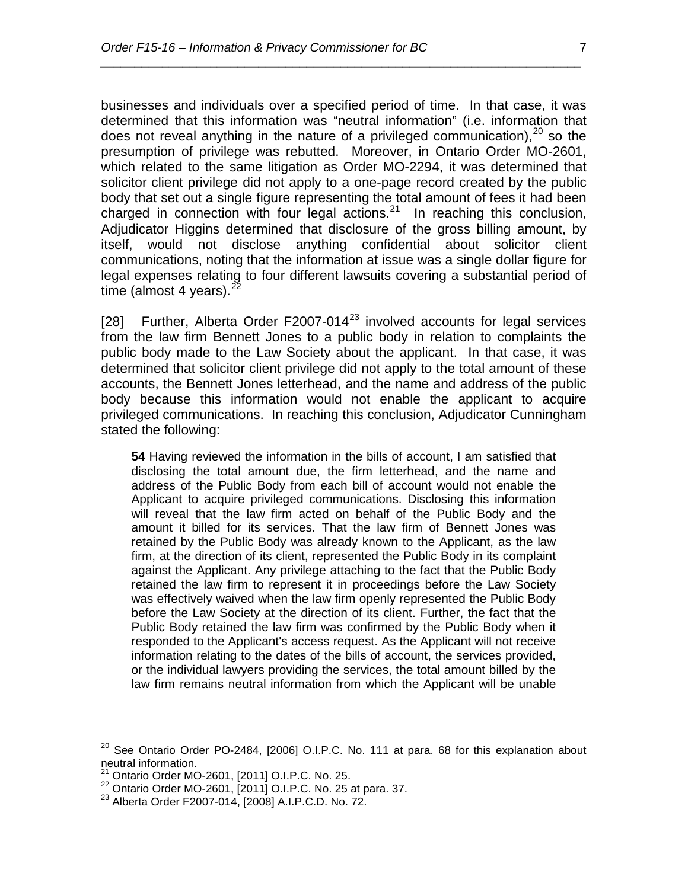businesses and individuals over a specified period of time. In that case, it was determined that this information was "neutral information" (i.e. information that does not reveal anything in the nature of a privileged communication),[20] so the presumption of privilege was rebutted. Moreover, in Ontario Order MO-2601, which related to the same litigation as Order MO-2294, it was determined that solicitor client privilege did not apply to a one-page record created by the public body that set out a single figure representing the total amount of fees it had been charged in connection with four legal actions.[21] In reaching this conclusion, Adjudicator Higgins determined that disclosure of the gross billing amount, by itself, would not disclose anything confidential about solicitor client communications, noting that the information at issue was a single dollar figure for legal expenses relating to four different lawsuits covering a substantial period of time (almost 4 years).[22]

[28] Further, Alberta Order F2007-014[23] involved accounts for legal services from the law firm Bennett Jones to a public body in relation to complaints the public body made to the Law Society about the applicant. In that case, it was determined that solicitor client privilege did not apply to the total amount of these accounts, the Bennett Jones letterhead, and the name and address of the public body because this information would not enable the applicant to acquire privileged communications. In reaching this conclusion, Adjudicator Cunningham stated the following:

> **54** Having reviewed the information in the bills of account, I am satisfied that disclosing the total amount due, the firm letterhead, and the name and address of the Public Body from each bill of account would not enable the Applicant to acquire privileged communications. Disclosing this information will reveal that the law firm acted on behalf of the Public Body and the amount it billed for its services. That the law firm of Bennett Jones was retained by the Public Body was already known to the Applicant, as the law firm, at the direction of its client, represented the Public Body in its complaint against the Applicant. Any privilege attaching to the fact that the Public Body retained the law firm to represent it in proceedings before the Law Society was effectively waived when the law firm openly represented the Public Body before the Law Society at the direction of its client. Further, the fact that the Public Body retained the law firm was confirmed by the Public Body when it responded to the Applicant's access request. As the Applicant will not receive information relating to the dates of the bills of account, the services provided, or the individual lawyers providing the services, the total amount billed by the law firm remains neutral information from which the Applicant will be unable

---

[20] See Ontario Order PO-2484, [2006] O.I.P.C. No. 111 at para. 68 for this explanation about neutral information.

[21] Ontario Order MO-2601, [2011] O.I.P.C. No. 25.

[22] Ontario Order MO-2601, [2011] O.I.P.C. No. 25 at para. 37.

[23] Alberta Order F2007-014, [2008] A.I.P.C.D. No. 72.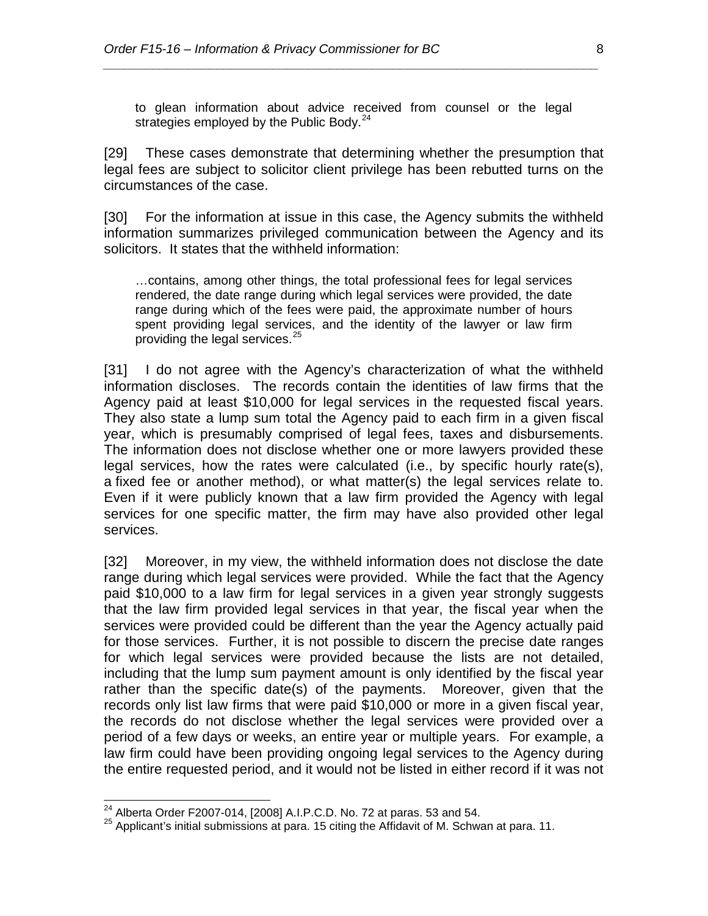> to glean information about advice received from counsel or the legal strategies employed by the Public Body.[24]

[29] These cases demonstrate that determining whether the presumption that legal fees are subject to solicitor client privilege has been rebutted turns on the circumstances of the case.

[30] For the information at issue in this case, the Agency submits the withheld information summarizes privileged communication between the Agency and its solicitors. It states that the withheld information:

> …contains, among other things, the total professional fees for legal services rendered, the date range during which legal services were provided, the date range during which of the fees were paid, the approximate number of hours spent providing legal services, and the identity of the lawyer or law firm providing the legal services.[25]

[31] I do not agree with the Agency's characterization of what the withheld information discloses. The records contain the identities of law firms that the Agency paid at least $10,000 for legal services in the requested fiscal years. They also state a lump sum total the Agency paid to each firm in a given fiscal year, which is presumably comprised of legal fees, taxes and disbursements. The information does not disclose whether one or more lawyers provided these legal services, how the rates were calculated (i.e., by specific hourly rate(s), a fixed fee or another method), or what matter(s) the legal services relate to. Even if it were publicly known that a law firm provided the Agency with legal services for one specific matter, the firm may have also provided other legal services.

[32] Moreover, in my view, the withheld information does not disclose the date range during which legal services were provided. While the fact that the Agency paid $10,000 to a law firm for legal services in a given year strongly suggests that the law firm provided legal services in that year, the fiscal year when the services were provided could be different than the year the Agency actually paid for those services. Further, it is not possible to discern the precise date ranges for which legal services were provided because the lists are not detailed, including that the lump sum payment amount is only identified by the fiscal year rather than the specific date(s) of the payments. Moreover, given that the records only list law firms that were paid $10,000 or more in a given fiscal year, the records do not disclose whether the legal services were provided over a period of a few days or weeks, an entire year or multiple years. For example, a law firm could have been providing ongoing legal services to the Agency during the entire requested period, and it would not be listed in either record if it was not

---

[24] Alberta Order F2007-014, [2008] A.I.P.C.D. No. 72 at paras. 53 and 54.

[25] Applicant's initial submissions at para. 15 citing the Affidavit of M. Schwan at para. 11.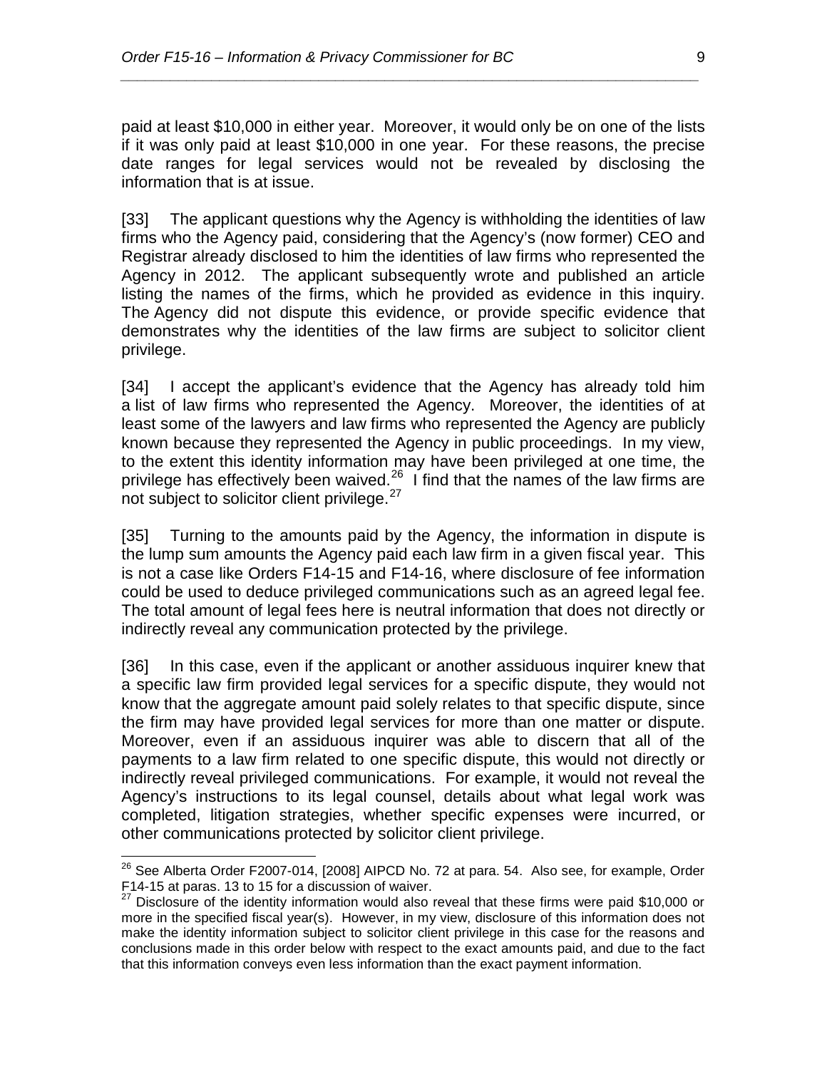paid at least $10,000 in either year. Moreover, it would only be on one of the lists if it was only paid at least $10,000 in one year. For these reasons, the precise date ranges for legal services would not be revealed by disclosing the information that is at issue.

[33] The applicant questions why the Agency is withholding the identities of law firms who the Agency paid, considering that the Agency's (now former) CEO and Registrar already disclosed to him the identities of law firms who represented the Agency in 2012. The applicant subsequently wrote and published an article listing the names of the firms, which he provided as evidence in this inquiry. The Agency did not dispute this evidence, or provide specific evidence that demonstrates why the identities of the law firms are subject to solicitor client privilege.

[34] I accept the applicant's evidence that the Agency has already told him a list of law firms who represented the Agency. Moreover, the identities of at least some of the lawyers and law firms who represented the Agency are publicly known because they represented the Agency in public proceedings. In my view, to the extent this identity information may have been privileged at one time, the privilege has effectively been waived.[26] I find that the names of the law firms are not subject to solicitor client privilege.[27]

[35] Turning to the amounts paid by the Agency, the information in dispute is the lump sum amounts the Agency paid each law firm in a given fiscal year. This is not a case like Orders F14-15 and F14-16, where disclosure of fee information could be used to deduce privileged communications such as an agreed legal fee. The total amount of legal fees here is neutral information that does not directly or indirectly reveal any communication protected by the privilege.

[36] In this case, even if the applicant or another assiduous inquirer knew that a specific law firm provided legal services for a specific dispute, they would not know that the aggregate amount paid solely relates to that specific dispute, since the firm may have provided legal services for more than one matter or dispute. Moreover, even if an assiduous inquirer was able to discern that all of the payments to a law firm related to one specific dispute, this would not directly or indirectly reveal privileged communications. For example, it would not reveal the Agency's instructions to its legal counsel, details about what legal work was completed, litigation strategies, whether specific expenses were incurred, or other communications protected by solicitor client privilege.

---

[26] See Alberta Order F2007-014, [2008] AIPCD No. 72 at para. 54. Also see, for example, Order F14-15 at paras. 13 to 15 for a discussion of waiver.

[27] Disclosure of the identity information would also reveal that these firms were paid $10,000 or more in the specified fiscal year(s). However, in my view, disclosure of this information does not make the identity information subject to solicitor client privilege in this case for the reasons and conclusions made in this order below with respect to the exact amounts paid, and due to the fact that this information conveys even less information than the exact payment information.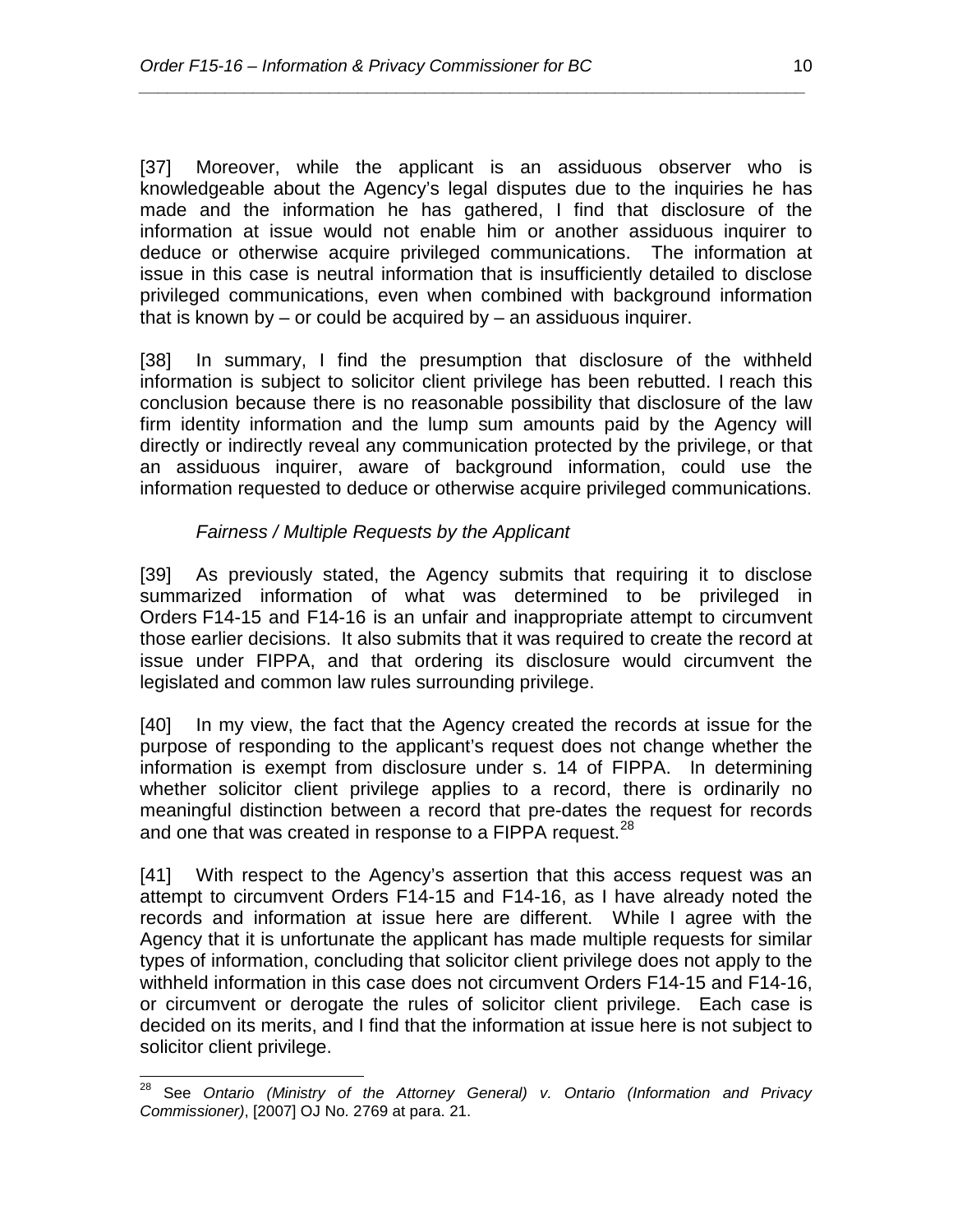[37] Moreover, while the applicant is an assiduous observer who is knowledgeable about the Agency's legal disputes due to the inquiries he has made and the information he has gathered, I find that disclosure of the information at issue would not enable him or another assiduous inquirer to deduce or otherwise acquire privileged communications. The information at issue in this case is neutral information that is insufficiently detailed to disclose privileged communications, even when combined with background information that is known by – or could be acquired by – an assiduous inquirer.

[38] In summary, I find the presumption that disclosure of the withheld information is subject to solicitor client privilege has been rebutted. I reach this conclusion because there is no reasonable possibility that disclosure of the law firm identity information and the lump sum amounts paid by the Agency will directly or indirectly reveal any communication protected by the privilege, or that an assiduous inquirer, aware of background information, could use the information requested to deduce or otherwise acquire privileged communications.

*Fairness / Multiple Requests by the Applicant*

[39] As previously stated, the Agency submits that requiring it to disclose summarized information of what was determined to be privileged in Orders F14-15 and F14-16 is an unfair and inappropriate attempt to circumvent those earlier decisions. It also submits that it was required to create the record at issue under FIPPA, and that ordering its disclosure would circumvent the legislated and common law rules surrounding privilege.

[40] In my view, the fact that the Agency created the records at issue for the purpose of responding to the applicant's request does not change whether the information is exempt from disclosure under s. 14 of FIPPA. In determining whether solicitor client privilege applies to a record, there is ordinarily no meaningful distinction between a record that pre-dates the request for records and one that was created in response to a FIPPA request.[28]

[41] With respect to the Agency's assertion that this access request was an attempt to circumvent Orders F14-15 and F14-16, as I have already noted the records and information at issue here are different. While I agree with the Agency that it is unfortunate the applicant has made multiple requests for similar types of information, concluding that solicitor client privilege does not apply to the withheld information in this case does not circumvent Orders F14-15 and F14-16, or circumvent or derogate the rules of solicitor client privilege. Each case is decided on its merits, and I find that the information at issue here is not subject to solicitor client privilege.

---

[28] See *Ontario (Ministry of the Attorney General) v. Ontario (Information and Privacy Commissioner)*, [2007] OJ No. 2769 at para. 21.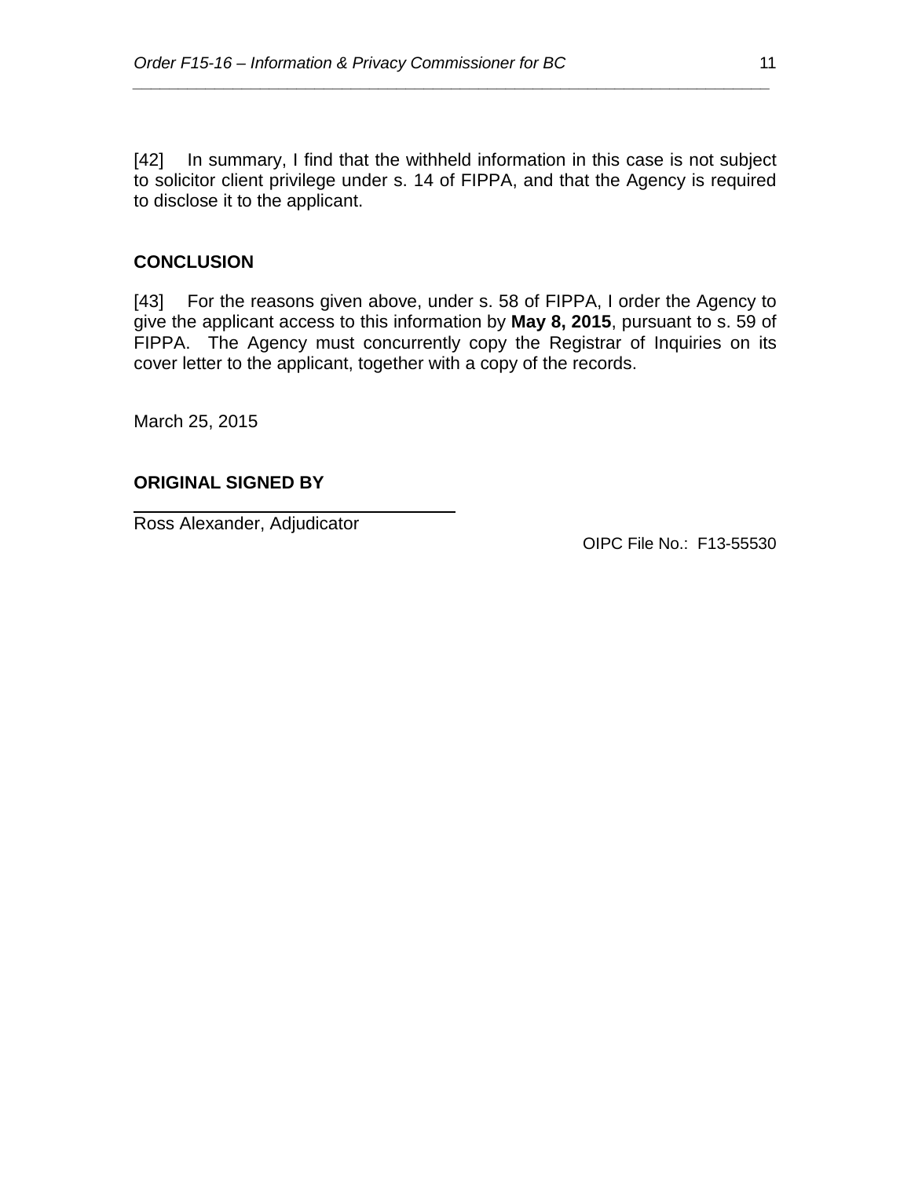[42] In summary, I find that the withheld information in this case is not subject to solicitor client privilege under s. 14 of FIPPA, and that the Agency is required to disclose it to the applicant.

## CONCLUSION

[43] For the reasons given above, under s. 58 of FIPPA, I order the Agency to give the applicant access to this information by **May 8, 2015**, pursuant to s. 59 of FIPPA. The Agency must concurrently copy the Registrar of Inquiries on its cover letter to the applicant, together with a copy of the records.

March 25, 2015

**ORIGINAL SIGNED BY**

Ross Alexander, Adjudicator

OIPC File No.: F13-55530